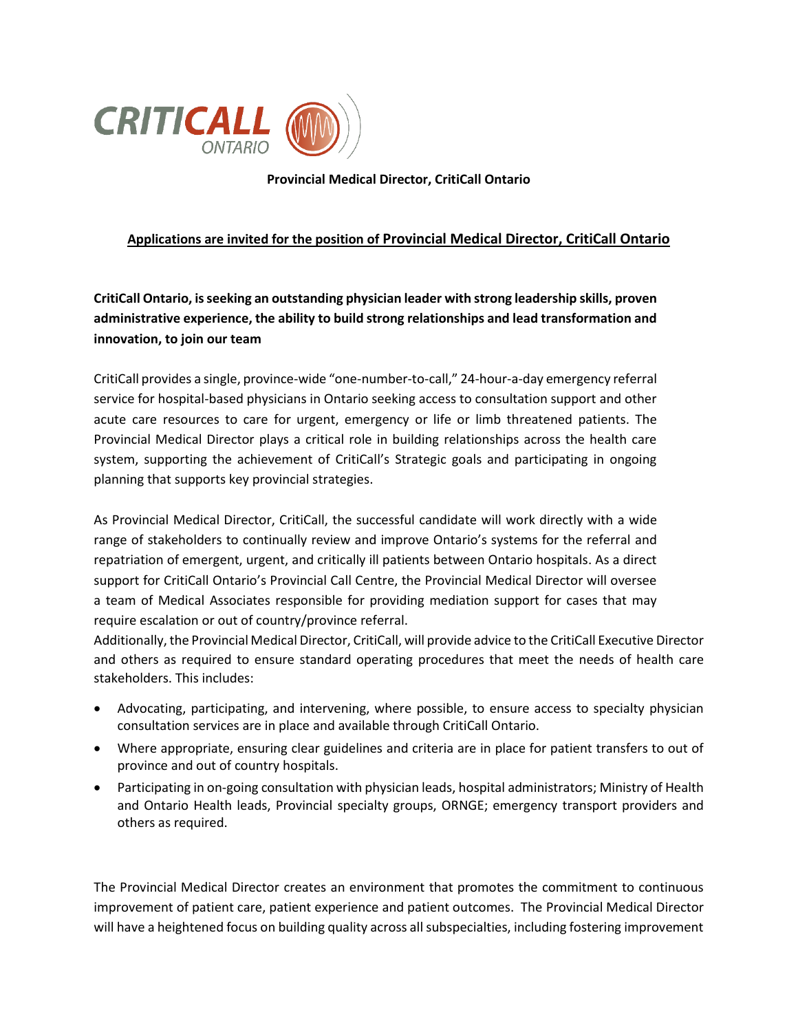CRITICALL ONTARIO

**Provincial Medical Director, CritiCall Ontario**

**Applications are invited for the position of Provincial Medical Director, CritiCall Ontario**

**CritiCall Ontario, is seeking an outstanding physician leader with strong leadership skills, proven administrative experience, the ability to build strong relationships and lead transformation and innovation, to join our team**

CritiCall provides a single, province-wide "one-number-to-call," 24-hour-a-day emergency referral service for hospital-based physicians in Ontario seeking access to consultation support and other acute care resources to care for urgent, emergency or life or limb threatened patients. The Provincial Medical Director plays a critical role in building relationships across the health care system, supporting the achievement of CritiCall's Strategic goals and participating in ongoing planning that supports key provincial strategies.

As Provincial Medical Director, CritiCall, the successful candidate will work directly with a wide range of stakeholders to continually review and improve Ontario's systems for the referral and repatriation of emergent, urgent, and critically ill patients between Ontario hospitals. As a direct support for CritiCall Ontario's Provincial Call Centre, the Provincial Medical Director will oversee a team of Medical Associates responsible for providing mediation support for cases that may require escalation or out of country/province referral.
Additionally, the Provincial Medical Director, CritiCall, will provide advice to the CritiCall Executive Director and others as required to ensure standard operating procedures that meet the needs of health care stakeholders. This includes:

- Advocating, participating, and intervening, where possible, to ensure access to specialty physician consultation services are in place and available through CritiCall Ontario.
- Where appropriate, ensuring clear guidelines and criteria are in place for patient transfers to out of province and out of country hospitals.
- Participating in on-going consultation with physician leads, hospital administrators; Ministry of Health and Ontario Health leads, Provincial specialty groups, ORNGE; emergency transport providers and others as required.

The Provincial Medical Director creates an environment that promotes the commitment to continuous improvement of patient care, patient experience and patient outcomes. The Provincial Medical Director will have a heightened focus on building quality across all subspecialties, including fostering improvement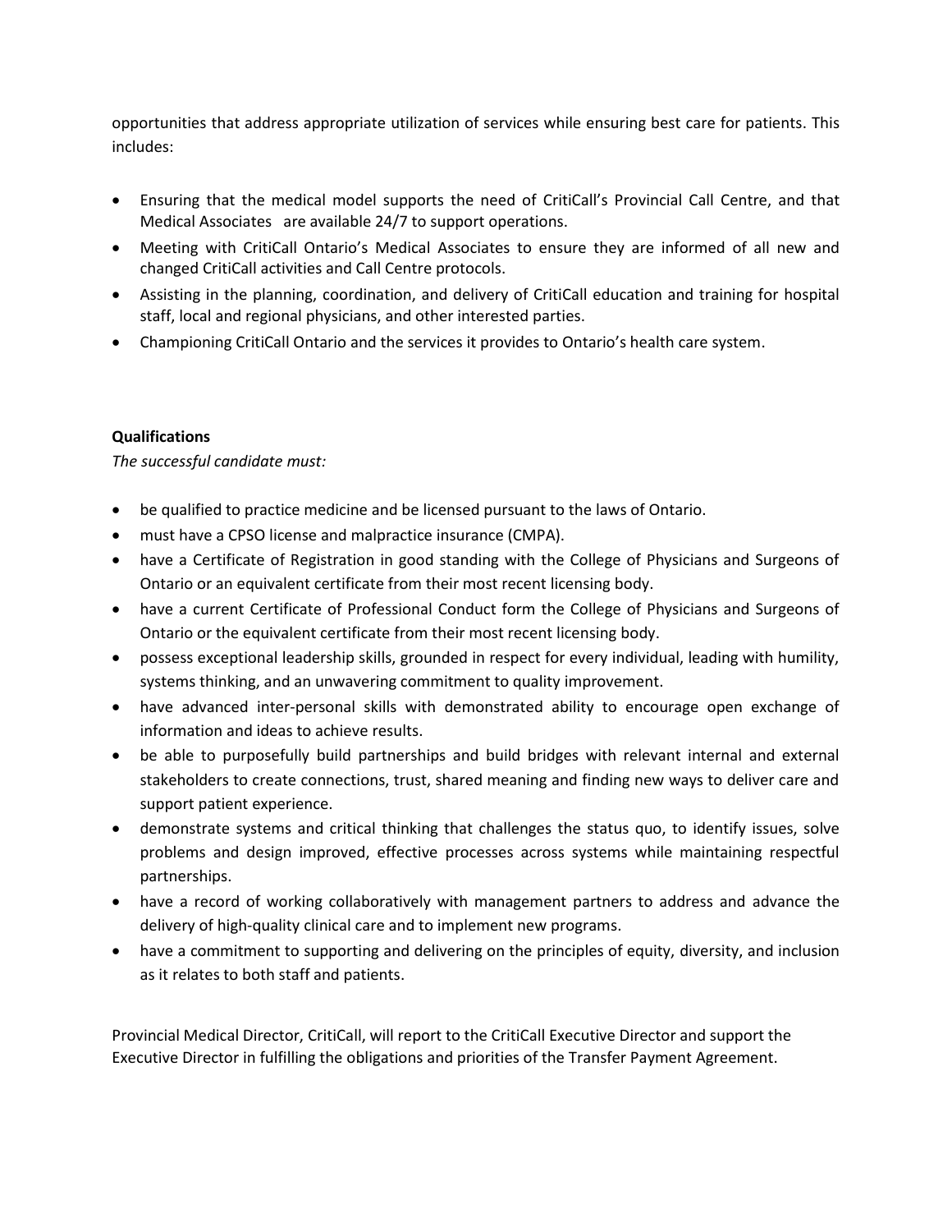opportunities that address appropriate utilization of services while ensuring best care for patients. This includes:

- Ensuring that the medical model supports the need of CritiCall's Provincial Call Centre, and that Medical Associates are available 24/7 to support operations.
- Meeting with CritiCall Ontario's Medical Associates to ensure they are informed of all new and changed CritiCall activities and Call Centre protocols.
- Assisting in the planning, coordination, and delivery of CritiCall education and training for hospital staff, local and regional physicians, and other interested parties.
- Championing CritiCall Ontario and the services it provides to Ontario's health care system.

**Qualifications**

*The successful candidate must:*

- be qualified to practice medicine and be licensed pursuant to the laws of Ontario.
- must have a CPSO license and malpractice insurance (CMPA).
- have a Certificate of Registration in good standing with the College of Physicians and Surgeons of Ontario or an equivalent certificate from their most recent licensing body.
- have a current Certificate of Professional Conduct form the College of Physicians and Surgeons of Ontario or the equivalent certificate from their most recent licensing body.
- possess exceptional leadership skills, grounded in respect for every individual, leading with humility, systems thinking, and an unwavering commitment to quality improvement.
- have advanced inter-personal skills with demonstrated ability to encourage open exchange of information and ideas to achieve results.
- be able to purposefully build partnerships and build bridges with relevant internal and external stakeholders to create connections, trust, shared meaning and finding new ways to deliver care and support patient experience.
- demonstrate systems and critical thinking that challenges the status quo, to identify issues, solve problems and design improved, effective processes across systems while maintaining respectful partnerships.
- have a record of working collaboratively with management partners to address and advance the delivery of high-quality clinical care and to implement new programs.
- have a commitment to supporting and delivering on the principles of equity, diversity, and inclusion as it relates to both staff and patients.

Provincial Medical Director, CritiCall, will report to the CritiCall Executive Director and support the Executive Director in fulfilling the obligations and priorities of the Transfer Payment Agreement.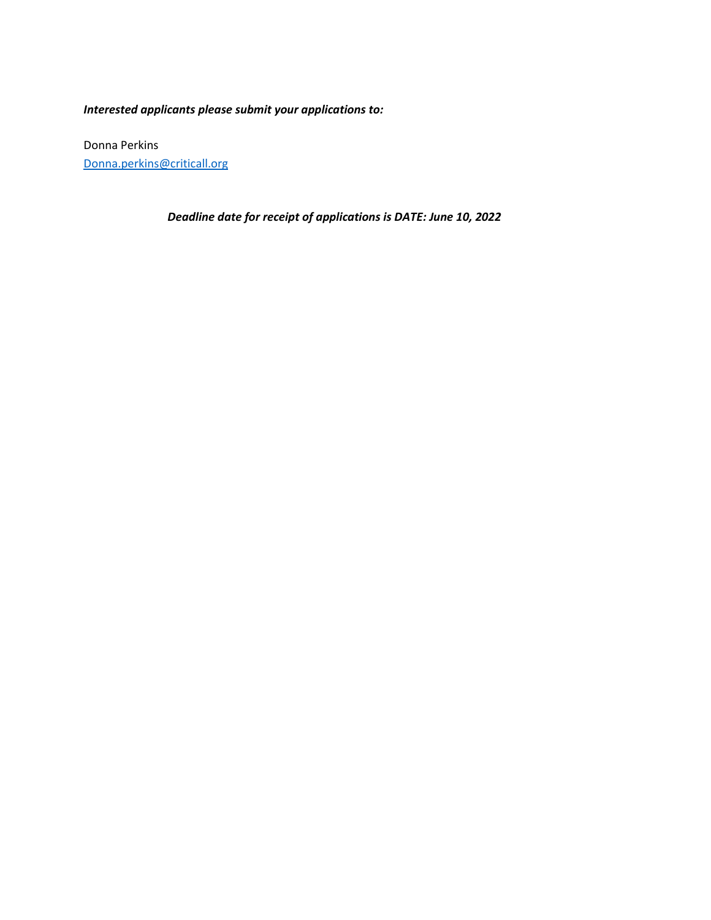***Interested applicants please submit your applications to:***

Donna Perkins
[Donna.perkins@criticall.org](mailto:Donna.perkins@criticall.org)

***Deadline date for receipt of applications is DATE: June 10, 2022***